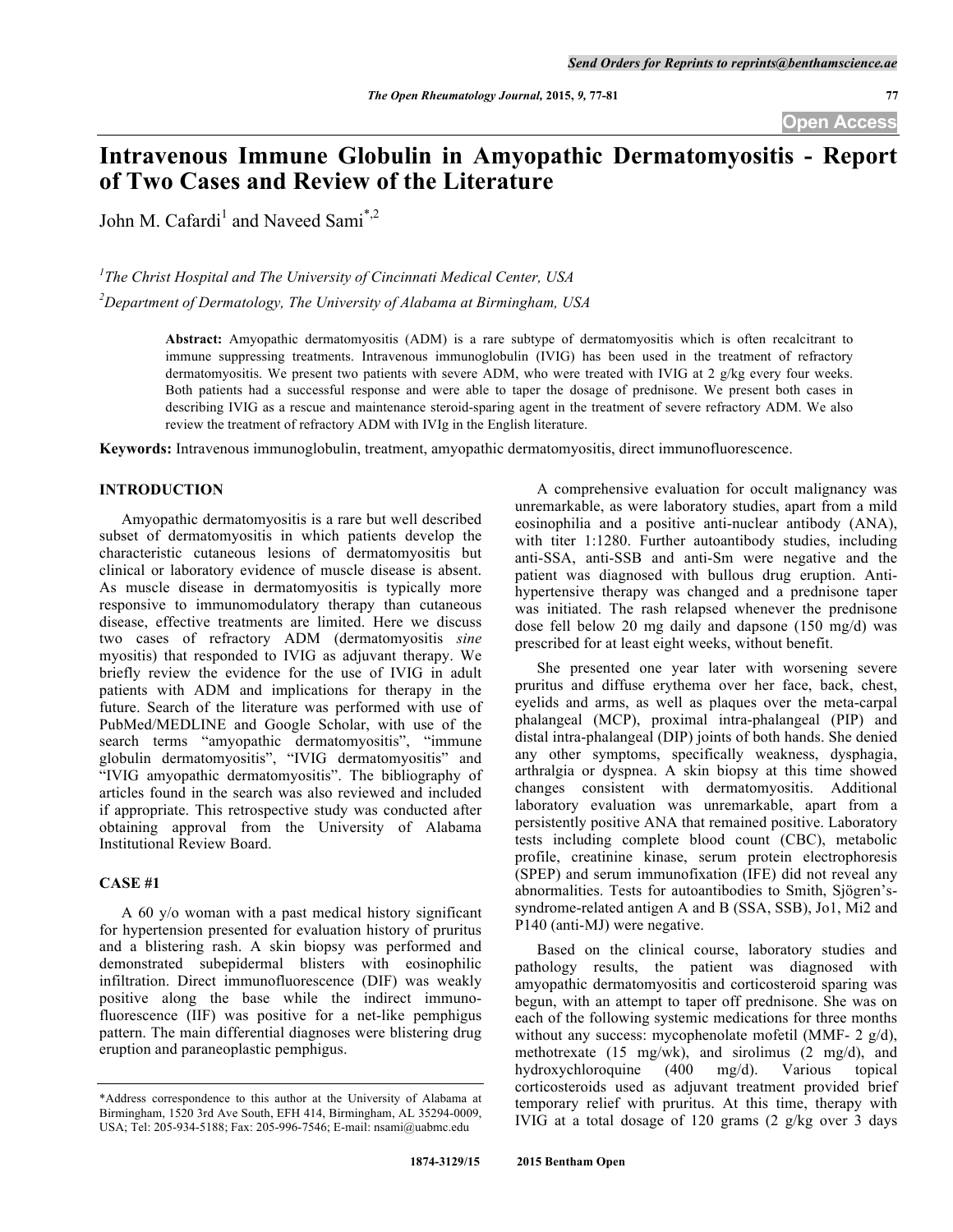# Intravenous Immune Globulin in Amyopathic Dermatomyositis - Report of Two Cases and Review of the Literature

John M. Cafardi[1] and Naveed Sami[*,2]

[1]The Christ Hospital and The University of Cincinnati Medical Center, USA

[2]Department of Dermatology, The University of Alabama at Birmingham, USA

**Abstract:** Amyopathic dermatomyositis (ADM) is a rare subtype of dermatomyositis which is often recalcitrant to immune suppressing treatments. Intravenous immunoglobulin (IVIG) has been used in the treatment of refractory dermatomyositis. We present two patients with severe ADM, who were treated with IVIG at 2 g/kg every four weeks. Both patients had a successful response and were able to taper the dosage of prednisone. We present both cases in describing IVIG as a rescue and maintenance steroid-sparing agent in the treatment of severe refractory ADM. We also review the treatment of refractory ADM with IVIg in the English literature.

**Keywords:** Intravenous immunoglobulin, treatment, amyopathic dermatomyositis, direct immunofluorescence.

## INTRODUCTION

Amyopathic dermatomyositis is a rare but well described subset of dermatomyositis in which patients develop the characteristic cutaneous lesions of dermatomyositis but clinical or laboratory evidence of muscle disease is absent. As muscle disease in dermatomyositis is typically more responsive to immunomodulatory therapy than cutaneous disease, effective treatments are limited. Here we discuss two cases of refractory ADM (dermatomyositis *sine* myositis) that responded to IVIG as adjuvant therapy. We briefly review the evidence for the use of IVIG in adult patients with ADM and implications for therapy in the future. Search of the literature was performed with use of PubMed/MEDLINE and Google Scholar, with use of the search terms "amyopathic dermatomyositis", "immune globulin dermatomyositis", "IVIG dermatomyositis" and "IVIG amyopathic dermatomyositis". The bibliography of articles found in the search was also reviewed and included if appropriate. This retrospective study was conducted after obtaining approval from the University of Alabama Institutional Review Board.

## CASE #1

A 60 y/o woman with a past medical history significant for hypertension presented for evaluation history of pruritus and a blistering rash. A skin biopsy was performed and demonstrated subepidermal blisters with eosinophilic infiltration. Direct immunofluorescence (DIF) was weakly positive along the base while the indirect immunofluorescence (IIF) was positive for a net-like pemphigus pattern. The main differential diagnoses were blistering drug eruption and paraneoplastic pemphigus.

A comprehensive evaluation for occult malignancy was unremarkable, as were laboratory studies, apart from a mild eosinophilia and a positive anti-nuclear antibody (ANA), with titer 1:1280. Further autoantibody studies, including anti-SSA, anti-SSB and anti-Sm were negative and the patient was diagnosed with bullous drug eruption. Anti-hypertensive therapy was changed and a prednisone taper was initiated. The rash relapsed whenever the prednisone dose fell below 20 mg daily and dapsone (150 mg/d) was prescribed for at least eight weeks, without benefit.

She presented one year later with worsening severe pruritus and diffuse erythema over her face, back, chest, eyelids and arms, as well as plaques over the meta-carpal phalangeal (MCP), proximal intra-phalangeal (PIP) and distal intra-phalangeal (DIP) joints of both hands. She denied any other symptoms, specifically weakness, dysphagia, arthralgia or dyspnea. A skin biopsy at this time showed changes consistent with dermatomyositis. Additional laboratory evaluation was unremarkable, apart from a persistently positive ANA that remained positive. Laboratory tests including complete blood count (CBC), metabolic profile, creatinine kinase, serum protein electrophoresis (SPEP) and serum immunofixation (IFE) did not reveal any abnormalities. Tests for autoantibodies to Smith, Sjögren's-syndrome-related antigen A and B (SSA, SSB), Jo1, Mi2 and P140 (anti-MJ) were negative.

Based on the clinical course, laboratory studies and pathology results, the patient was diagnosed with amyopathic dermatomyositis and corticosteroid sparing was begun, with an attempt to taper off prednisone. She was on each of the following systemic medications for three months without any success: mycophenolate mofetil (MMF- 2 g/d), methotrexate (15 mg/wk), and sirolimus (2 mg/d), and hydroxychloroquine (400 mg/d). Various topical corticosteroids used as adjuvant treatment provided brief temporary relief with pruritus. At this time, therapy with IVIG at a total dosage of 120 grams (2 g/kg over 3 days

*Address correspondence to this author at the University of Alabama at Birmingham, 1520 3rd Ave South, EFH 414, Birmingham, AL 35294-0009, USA; Tel: 205-934-5188; Fax: 205-996-7546; E-mail: nsami@uabmc.edu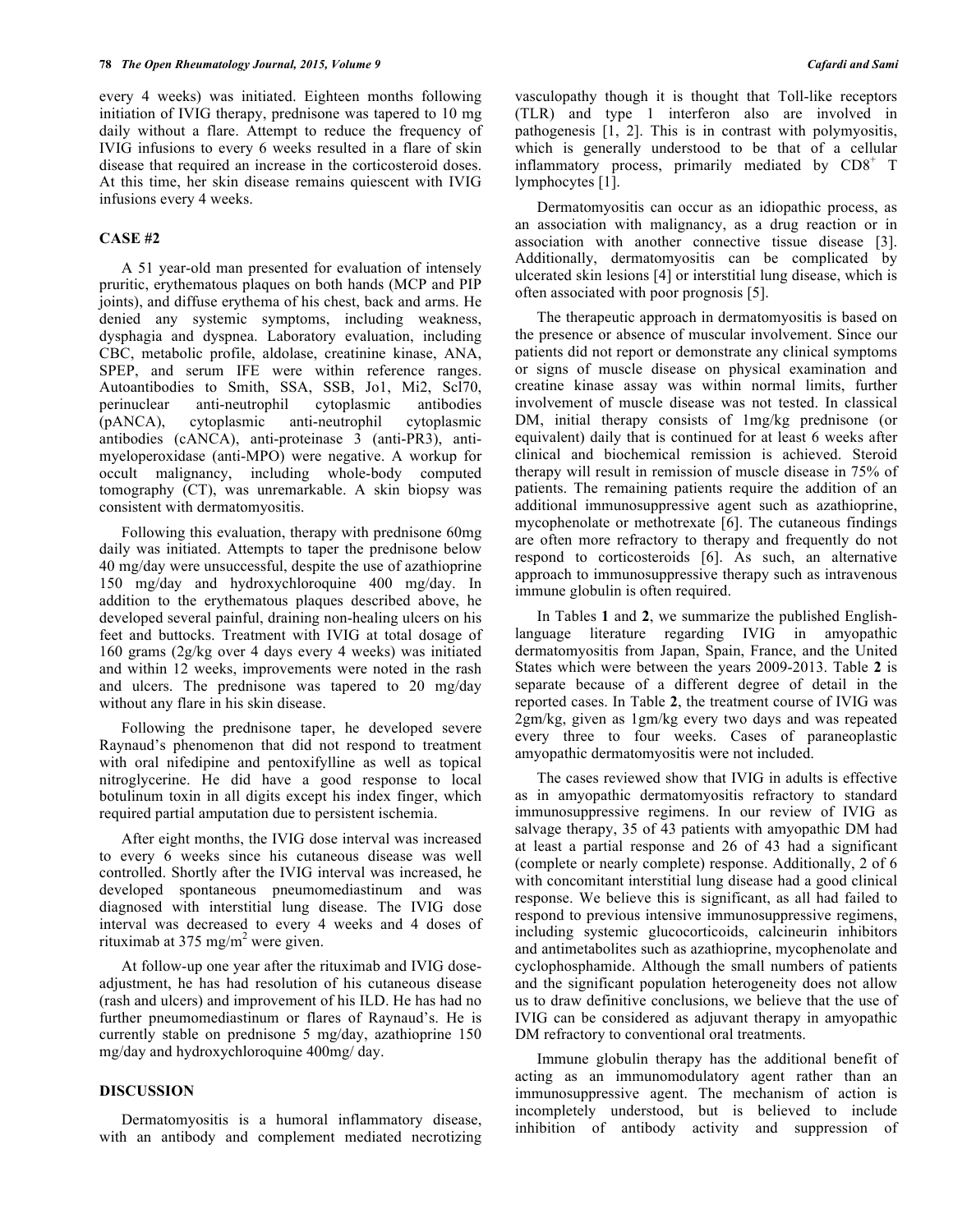every 4 weeks) was initiated. Eighteen months following initiation of IVIG therapy, prednisone was tapered to 10 mg daily without a flare. Attempt to reduce the frequency of IVIG infusions to every 6 weeks resulted in a flare of skin disease that required an increase in the corticosteroid doses. At this time, her skin disease remains quiescent with IVIG infusions every 4 weeks.

## CASE #2

A 51 year-old man presented for evaluation of intensely pruritic, erythematous plaques on both hands (MCP and PIP joints), and diffuse erythema of his chest, back and arms. He denied any systemic symptoms, including weakness, dysphagia and dyspnea. Laboratory evaluation, including CBC, metabolic profile, aldolase, creatinine kinase, ANA, SPEP, and serum IFE were within reference ranges. Autoantibodies to Smith, SSA, SSB, Jo1, Mi2, Scl70, perinuclear anti-neutrophil cytoplasmic antibodies (pANCA), cytoplasmic anti-neutrophil cytoplasmic antibodies (cANCA), anti-proteinase 3 (anti-PR3), anti-myeloperoxidase (anti-MPO) were negative. A workup for occult malignancy, including whole-body computed tomography (CT), was unremarkable. A skin biopsy was consistent with dermatomyositis.

Following this evaluation, therapy with prednisone 60mg daily was initiated. Attempts to taper the prednisone below 40 mg/day were unsuccessful, despite the use of azathioprine 150 mg/day and hydroxychloroquine 400 mg/day. In addition to the erythematous plaques described above, he developed several painful, draining non-healing ulcers on his feet and buttocks. Treatment with IVIG at total dosage of 160 grams (2g/kg over 4 days every 4 weeks) was initiated and within 12 weeks, improvements were noted in the rash and ulcers. The prednisone was tapered to 20 mg/day without any flare in his skin disease.

Following the prednisone taper, he developed severe Raynaud's phenomenon that did not respond to treatment with oral nifedipine and pentoxifylline as well as topical nitroglycerine. He did have a good response to local botulinum toxin in all digits except his index finger, which required partial amputation due to persistent ischemia.

After eight months, the IVIG dose interval was increased to every 6 weeks since his cutaneous disease was well controlled. Shortly after the IVIG interval was increased, he developed spontaneous pneumomediastinum and was diagnosed with interstitial lung disease. The IVIG dose interval was decreased to every 4 weeks and 4 doses of rituximab at 375 mg/m$^2$ were given.

At follow-up one year after the rituximab and IVIG dose-adjustment, he has had resolution of his cutaneous disease (rash and ulcers) and improvement of his ILD. He has had no further pneumomediastinum or flares of Raynaud's. He is currently stable on prednisone 5 mg/day, azathioprine 150 mg/day and hydroxychloroquine 400mg/ day.

## DISCUSSION

Dermatomyositis is a humoral inflammatory disease, with an antibody and complement mediated necrotizing vasculopathy though it is thought that Toll-like receptors (TLR) and type 1 interferon also are involved in pathogenesis [1, 2]. This is in contrast with polymyositis, which is generally understood to be that of a cellular inflammatory process, primarily mediated by CD8$^+$ T lymphocytes [1].

Dermatomyositis can occur as an idiopathic process, as an association with malignancy, as a drug reaction or in association with another connective tissue disease [3]. Additionally, dermatomyositis can be complicated by ulcerated skin lesions [4] or interstitial lung disease, which is often associated with poor prognosis [5].

The therapeutic approach in dermatomyositis is based on the presence or absence of muscular involvement. Since our patients did not report or demonstrate any clinical symptoms or signs of muscle disease on physical examination and creatine kinase assay was within normal limits, further involvement of muscle disease was not tested. In classical DM, initial therapy consists of 1mg/kg prednisone (or equivalent) daily that is continued for at least 6 weeks after clinical and biochemical remission is achieved. Steroid therapy will result in remission of muscle disease in 75% of patients. The remaining patients require the addition of an additional immunosuppressive agent such as azathioprine, mycophenolate or methotrexate [6]. The cutaneous findings are often more refractory to therapy and frequently do not respond to corticosteroids [6]. As such, an alternative approach to immunosuppressive therapy such as intravenous immune globulin is often required.

In Tables **1** and **2**, we summarize the published English-language literature regarding IVIG in amyopathic dermatomyositis from Japan, Spain, France, and the United States which were between the years 2009-2013. Table **2** is separate because of a different degree of detail in the reported cases. In Table **2**, the treatment course of IVIG was 2gm/kg, given as 1gm/kg every two days and was repeated every three to four weeks. Cases of paraneoplastic amyopathic dermatomyositis were not included.

The cases reviewed show that IVIG in adults is effective as in amyopathic dermatomyositis refractory to standard immunosuppressive regimens. In our review of IVIG as salvage therapy, 35 of 43 patients with amyopathic DM had at least a partial response and 26 of 43 had a significant (complete or nearly complete) response. Additionally, 2 of 6 with concomitant interstitial lung disease had a good clinical response. We believe this is significant, as all had failed to respond to previous intensive immunosuppressive regimens, including systemic glucocorticoids, calcineurin inhibitors and antimetabolites such as azathioprine, mycophenolate and cyclophosphamide. Although the small numbers of patients and the significant population heterogeneity does not allow us to draw definitive conclusions, we believe that the use of IVIG can be considered as adjuvant therapy in amyopathic DM refractory to conventional oral treatments.

Immune globulin therapy has the additional benefit of acting as an immunomodulatory agent rather than an immunosuppressive agent. The mechanism of action is incompletely understood, but is believed to include inhibition of antibody activity and suppression of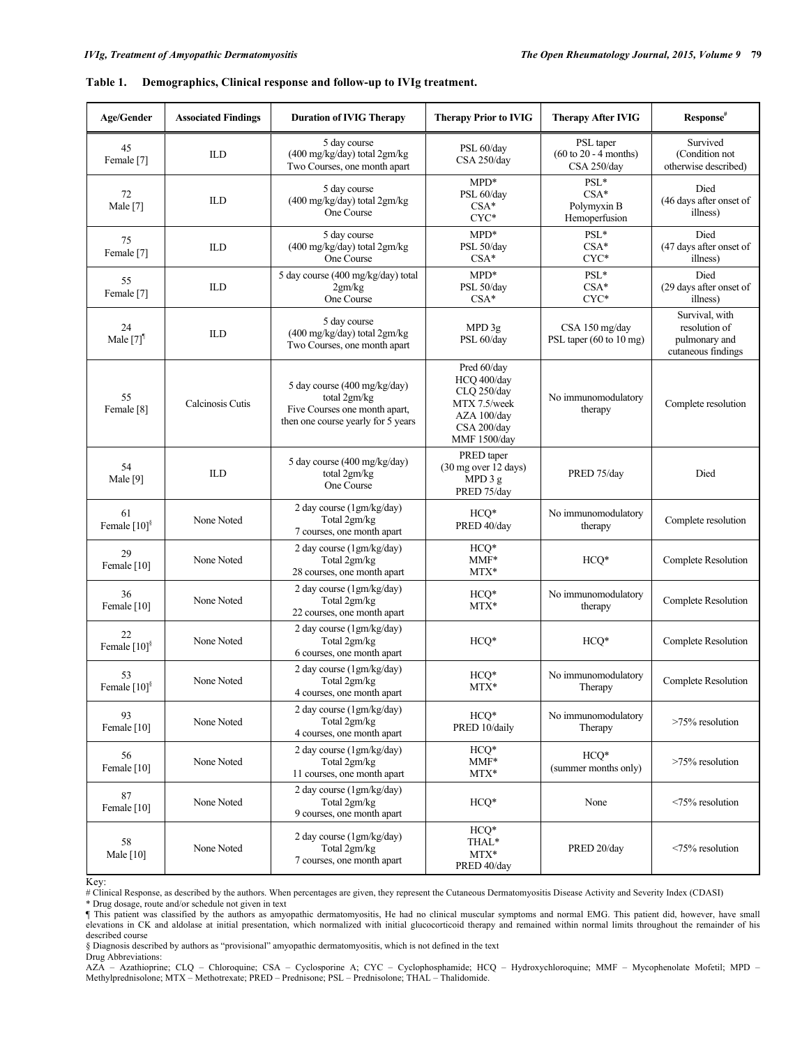**Table 1. Demographics, Clinical response and follow-up to IVIg treatment.**

| Age/Gender | Associated Findings | Duration of IVIG Therapy | Therapy Prior to IVIG | Therapy After IVIG | Response[#] |
|---|---|---|---|---|---|
| 45 Female [7] | ILD | 5 day course (400 mg/kg/day) total 2gm/kg Two Courses, one month apart | PSL 60/day CSA 250/day | PSL taper (60 to 20 - 4 months) CSA 250/day | Survived (Condition not otherwise described) |
| 72 Male [7] | ILD | 5 day course (400 mg/kg/day) total 2gm/kg One Course | MPD* PSL 60/day CSA* CYC* | PSL* CSA* Polymyxin B Hemoperfusion | Died (46 days after onset of illness) |
| 75 Female [7] | ILD | 5 day course (400 mg/kg/day) total 2gm/kg One Course | MPD* PSL 50/day CSA* | PSL* CSA* CYC* | Died (47 days after onset of illness) |
| 55 Female [7] | ILD | 5 day course (400 mg/kg/day) total 2gm/kg One Course | MPD* PSL 50/day CSA* | PSL* CSA* CYC* | Died (29 days after onset of illness) |
| 24 Male [7][¶] | ILD | 5 day course (400 mg/kg/day) total 2gm/kg Two Courses, one month apart | MPD 3g PSL 60/day | CSA 150 mg/day PSL taper (60 to 10 mg) | Survival, with resolution of pulmonary and cutaneous findings |
| 55 Female [8] | Calcinosis Cutis | 5 day course (400 mg/kg/day) total 2gm/kg Five Courses one month apart, then one course yearly for 5 years | Pred 60/day HCQ 400/day CLQ 250/day MTX 7.5/week AZA 100/day CSA 200/day MMF 1500/day | No immunomodulatory therapy | Complete resolution |
| 54 Male [9] | ILD | 5 day course (400 mg/kg/day) total 2gm/kg One Course | PRED taper (30 mg over 12 days) MPD 3 g PRED 75/day | PRED 75/day | Died |
| 61 Female [10][§] | None Noted | 2 day course (1gm/kg/day) Total 2gm/kg 7 courses, one month apart | HCQ* PRED 40/day | No immunomodulatory therapy | Complete resolution |
| 29 Female [10] | None Noted | 2 day course (1gm/kg/day) Total 2gm/kg 28 courses, one month apart | HCQ* MMF* MTX* | HCQ* | Complete Resolution |
| 36 Female [10] | None Noted | 2 day course (1gm/kg/day) Total 2gm/kg 22 courses, one month apart | HCQ* MTX* | No immunomodulatory therapy | Complete Resolution |
| 22 Female [10][§] | None Noted | 2 day course (1gm/kg/day) Total 2gm/kg 6 courses, one month apart | HCQ* | HCQ* | Complete Resolution |
| 53 Female [10][§] | None Noted | 2 day course (1gm/kg/day) Total 2gm/kg 4 courses, one month apart | HCQ* MTX* | No immunomodulatory Therapy | Complete Resolution |
| 93 Female [10] | None Noted | 2 day course (1gm/kg/day) Total 2gm/kg 4 courses, one month apart | HCQ* PRED 10/daily | No immunomodulatory Therapy | >75% resolution |
| 56 Female [10] | None Noted | 2 day course (1gm/kg/day) Total 2gm/kg 11 courses, one month apart | HCQ* MMF* MTX* | HCQ* (summer months only) | >75% resolution |
| 87 Female [10] | None Noted | 2 day course (1gm/kg/day) Total 2gm/kg 9 courses, one month apart | HCQ* | None | <75% resolution |
| 58 Male [10] | None Noted | 2 day course (1gm/kg/day) Total 2gm/kg 7 courses, one month apart | HCQ* THAL* MTX* PRED 40/day | PRED 20/day | <75% resolution |

Key:

# Clinical Response, as described by the authors. When percentages are given, they represent the Cutaneous Dermatomyositis Disease Activity and Severity Index (CDASI)

* Drug dosage, route and/or schedule not given in text

¶ This patient was classified by the authors as amyopathic dermatomyositis, He had no clinical muscular symptoms and normal EMG. This patient did, however, have small elevations in CK and aldolase at initial presentation, which normalized with initial glucocorticoid therapy and remained within normal limits throughout the remainder of his described course

§ Diagnosis described by authors as "provisional" amyopathic dermatomyositis, which is not defined in the text

Drug Abbreviations:

AZA – Azathioprine; CLQ – Chloroquine; CSA – Cyclosporine A; CYC – Cyclophosphamide; HCQ – Hydroxychloroquine; MMF – Mycophenolate Mofetil; MPD – Methylprednisolone; MTX – Methotrexate; PRED – Prednisone; PSL – Prednisolone; THAL – Thalidomide.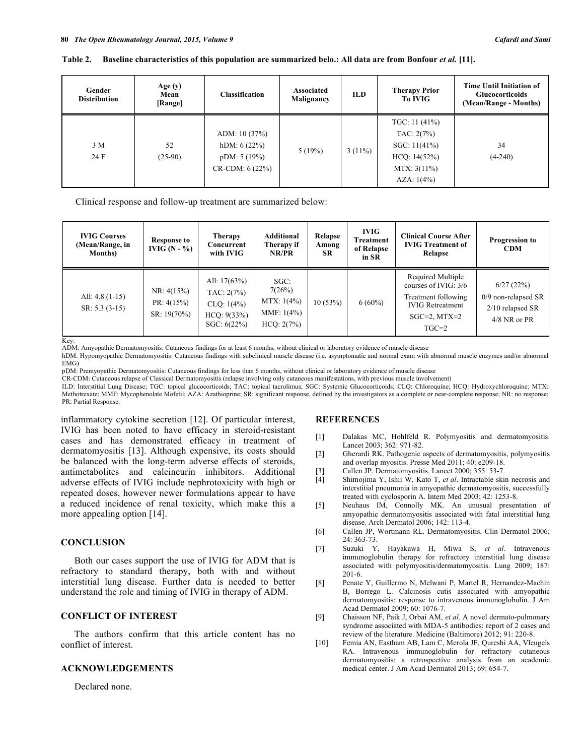**Table 2. Baseline characteristics of this population are summarized belo.: All data are from Bonfour *et al.* [11].**

| Gender Distribution | Age (y) Mean [Range] | Classification | Associated Malignancy | ILD | Therapy Prior To IVIG | Time Until Initiation of Glucocorticoids (Mean/Range - Months) |
|---|---|---|---|---|---|---|
| 3 M<br>24 F | 52<br>(25-90) | ADM: 10 (37%)<br>hDM: 6 (22%)<br>pDM: 5 (19%)<br>CR-CDM: 6 (22%) | 5 (19%) | 3 (11%) | TGC: 11 (41%)<br>TAC: 2(7%)<br>SGC: 11(41%)<br>HCQ: 14(52%)<br>MTX: 3(11%)<br>AZA: 1(4%) | 34<br>(4-240) |

Clinical response and follow-up treatment are summarized below:

| IVIG Courses (Mean/Range, in Months) | Response to IVIG (N - %) | Therapy Concurrent with IVIG | Additional Therapy if NR/PR | Relapse Among SR | IVIG Treatment of Relapse in SR | Clinical Course After IVIG Treatment of Relapse | Progression to CDM |
|---|---|---|---|---|---|---|---|
| All: 4.8 (1-15)<br>SR: 5.3 (3-15) | NR: 4(15%)<br>PR: 4(15%)<br>SR: 19(70%) | All: 17(63%)<br>TAC: 2(7%)<br>CLQ: 1(4%)<br>HCQ: 9(33%)<br>SGC: 6(22%) | SGC: 7(26%)<br>MTX: 1(4%)<br>MMF: 1(4%)<br>HCQ: 2(7%) | 10 (53%) | 6 (60%) | Required Multiple courses of IVIG: 3/6<br>Treatment following IVIG Retreatment<br>SGC=2, MTX=2<br>TGC=2 | 6/27 (22%)<br>0/9 non-relapsed SR<br>2/10 relapsed SR<br>4/8 NR or PR |

Key:
ADM: Amyopathic Dermatomyositis: Cutaneous findings for at least 6 months, without clinical or laboratory evidence of muscle disease
hDM: Hypomyopathic Dermatomyositis: Cutaneous findings with subclinical muscle disease (i.e. asymptomatic and normal exam with abnormal muscle enzymes and/or abnormal EMG)
pDM: Premyopathic Dermatomyositis: Cutaneous findings for less than 6 months, without clinical or laboratory evidence of muscle disease
CR-CDM: Cutaneous relapse of Classical Dermatomyositis (relapse involving only cutaneous manifestations, with previous muscle involvement)
ILD: Interstitial Lung Disease; TGC: topical glucocorticoids; TAC: topical tacrolimus; SGC: Systemic Glucocorticoids; CLQ: Chloroquine; HCQ: Hydroxychloroquine; MTX: Methotrexate; MMF: Mycophenolate Mofetil; AZA: Azathioprine; SR: significant response, defined by the investigators as a complete or near-complete response; NR: no response; PR: Partial Response.

inflammatory cytokine secretion [12]. Of particular interest, IVIG has been noted to have efficacy in steroid-resistant cases and has demonstrated efficacy in treatment of dermatomyositis [13]. Although expensive, its costs should be balanced with the long-term adverse effects of steroids, antimetabolites and calcineurin inhibitors. Additional adverse effects of IVIG include nephrotoxicity with high or repeated doses, however newer formulations appear to have a reduced incidence of renal toxicity, which make this a more appealing option [14].

## CONCLUSION

Both our cases support the use of IVIG for ADM that is refractory to standard therapy, both with and without interstitial lung disease. Further data is needed to better understand the role and timing of IVIG in therapy of ADM.

## CONFLICT OF INTEREST

The authors confirm that this article content has no conflict of interest.

## ACKNOWLEDGEMENTS

Declared none.

## REFERENCES

[1] Dalakas MC, Hohlfeld R. Polymyositis and dermatomyositis. Lancet 2003; 362: 971-82.

[2] Gherardi RK. Pathogenic aspects of dermatomyositis, polymyositis and overlap myositis. Presse Med 2011; 40: e209-18.

[3] Callen JP. Dermatomyositis. Lancet 2000; 355: 53-7.

[4] Shimojima Y, Ishii W, Kato T, *et al*. Intractable skin necrosis and interstitial pneumonia in amyopathic dermatomyositis, successfully treated with cyclosporin A. Intern Med 2003; 42: 1253-8.

[5] Neuhaus IM, Connolly MK. An unusual presentation of amyopathic dermatomyositis associated with fatal interstitial lung disease. Arch Dermatol 2006; 142: 113-4.

[6] Callen JP, Wortmann RL. Dermatomyositis. Clin Dermatol 2006; 24: 363-73.

[7] Suzuki Y, Hayakawa H, Miwa S, *et al*. Intravenous immunoglobulin therapy for refractory interstitial lung disease associated with polymyositis/dermatomyositis. Lung 2009; 187: 201-6.

[8] Penate Y, Guillermo N, Melwani P, Martel R, Hernandez-Machin B, Borrego L. Calcinosis cutis associated with amyopathic dermatomyositis: response to intravenous immunoglobulin. J Am Acad Dermatol 2009; 60: 1076-7.

[9] Chaisson NF, Paik J, Orbai AM, *et al*. A novel dermato-pulmonary syndrome associated with MDA-5 antibodies: report of 2 cases and review of the literature. Medicine (Baltimore) 2012; 91: 220-8.

[10] Femia AN, Eastham AB, Lam C, Merola JF, Qureshi AA, Vleugels RA. Intravenous immunoglobulin for refractory cutaneous dermatomyositis: a retrospective analysis from an academic medical center. J Am Acad Dermatol 2013; 69: 654-7.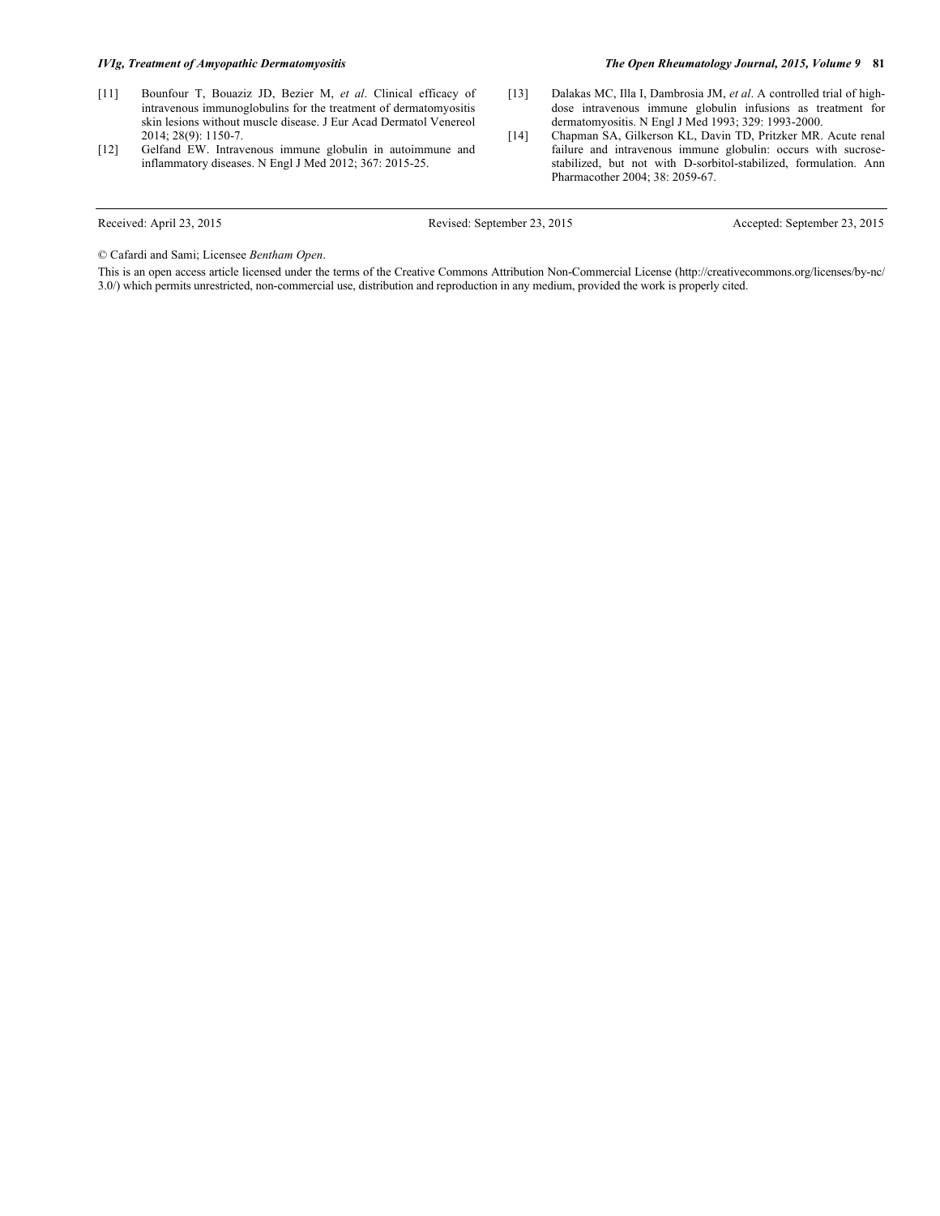[11] Bounfour T, Bouaziz JD, Bezier M, *et al*. Clinical efficacy of intravenous immunoglobulins for the treatment of dermatomyositis skin lesions without muscle disease. J Eur Acad Dermatol Venereol 2014; 28(9): 1150-7.

[12] Gelfand EW. Intravenous immune globulin in autoimmune and inflammatory diseases. N Engl J Med 2012; 367: 2015-25.

[13] Dalakas MC, Illa I, Dambrosia JM, *et al*. A controlled trial of high-dose intravenous immune globulin infusions as treatment for dermatomyositis. N Engl J Med 1993; 329: 1993-2000.

[14] Chapman SA, Gilkerson KL, Davin TD, Pritzker MR. Acute renal failure and intravenous immune globulin: occurs with sucrose-stabilized, but not with D-sorbitol-stabilized, formulation. Ann Pharmacother 2004; 38: 2059-67.

---

Received: April 23, 2015 Revised: September 23, 2015 Accepted: September 23, 2015

© Cafardi and Sami; Licensee *Bentham Open*.

This is an open access article licensed under the terms of the Creative Commons Attribution Non-Commercial License (http://creativecommons.org/licenses/by-nc/3.0/) which permits unrestricted, non-commercial use, distribution and reproduction in any medium, provided the work is properly cited.